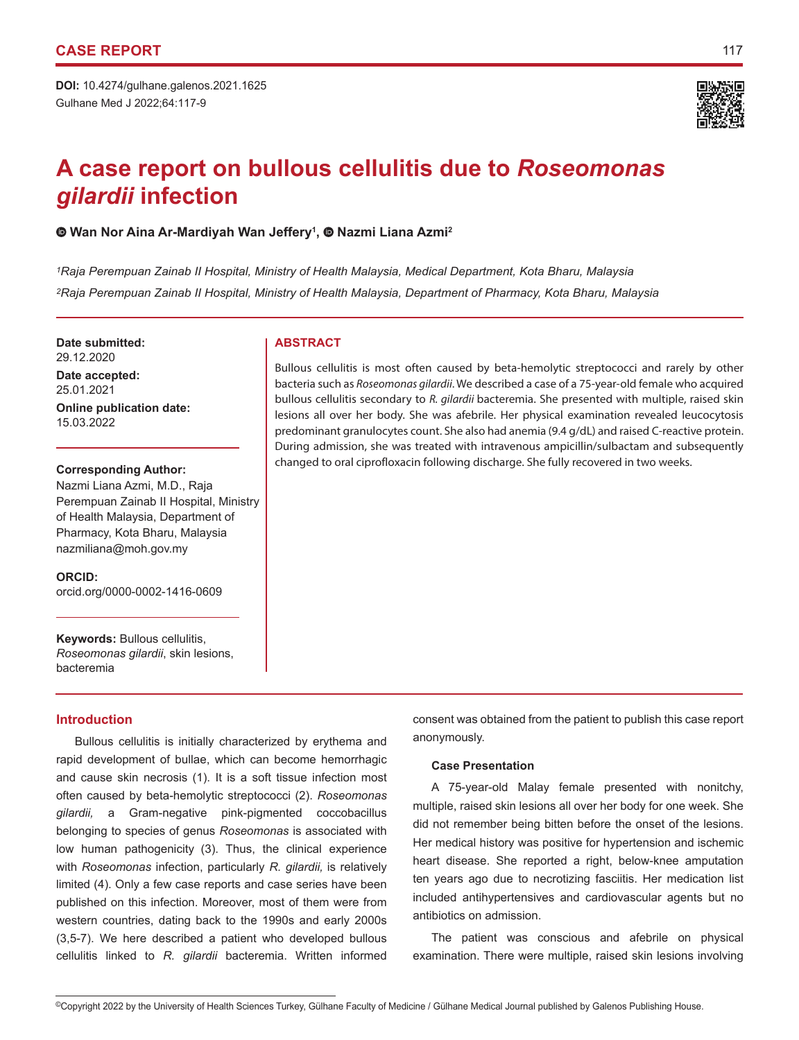CASE REPORT

**DOI:** 10.4274/gulhane.galenos.2021.1625
Gulhane Med J 2022;64:117-9

# A case report on bullous cellulitis due to *Roseomonas gilardii* infection

**Wan Nor Aina Ar-Mardiyah Wan Jeffery[1], Nazmi Liana Azmi[2]**

*[1]Raja Perempuan Zainab II Hospital, Ministry of Health Malaysia, Medical Department, Kota Bharu, Malaysia*

*[2]Raja Perempuan Zainab II Hospital, Ministry of Health Malaysia, Department of Pharmacy, Kota Bharu, Malaysia*

**Date submitted:**
29.12.2020

**Date accepted:**
25.01.2021

**Online publication date:**
15.03.2022

**Corresponding Author:**
Nazmi Liana Azmi, M.D., Raja Perempuan Zainab II Hospital, Ministry of Health Malaysia, Department of Pharmacy, Kota Bharu, Malaysia
nazmiliana@moh.gov.my

**ORCID:**
orcid.org/0000-0002-1416-0609

**Keywords:** Bullous cellulitis, *Roseomonas gilardii*, skin lesions, bacteremia

## ABSTRACT

Bullous cellulitis is most often caused by beta-hemolytic streptococci and rarely by other bacteria such as *Roseomonas gilardii*. We described a case of a 75-year-old female who acquired bullous cellulitis secondary to *R. gilardii* bacteremia. She presented with multiple, raised skin lesions all over her body. She was afebrile. Her physical examination revealed leucocytosis predominant granulocytes count. She also had anemia (9.4 g/dL) and raised C-reactive protein. During admission, she was treated with intravenous ampicillin/sulbactam and subsequently changed to oral ciprofloxacin following discharge. She fully recovered in two weeks.

## Introduction

Bullous cellulitis is initially characterized by erythema and rapid development of bullae, which can become hemorrhagic and cause skin necrosis (1). It is a soft tissue infection most often caused by beta-hemolytic streptococci (2). *Roseomonas gilardii,* a Gram-negative pink-pigmented coccobacillus belonging to species of genus *Roseomonas* is associated with low human pathogenicity (3). Thus, the clinical experience with *Roseomonas* infection, particularly *R. gilardii,* is relatively limited (4). Only a few case reports and case series have been published on this infection. Moreover, most of them were from western countries, dating back to the 1990s and early 2000s (3,5-7). We here described a patient who developed bullous cellulitis linked to *R. gilardii* bacteremia. Written informed consent was obtained from the patient to publish this case report anonymously.

### Case Presentation

A 75-year-old Malay female presented with nonitchy, multiple, raised skin lesions all over her body for one week. She did not remember being bitten before the onset of the lesions. Her medical history was positive for hypertension and ischemic heart disease. She reported a right, below-knee amputation ten years ago due to necrotizing fasciitis. Her medication list included antihypertensives and cardiovascular agents but no antibiotics on admission.

The patient was conscious and afebrile on physical examination. There were multiple, raised skin lesions involving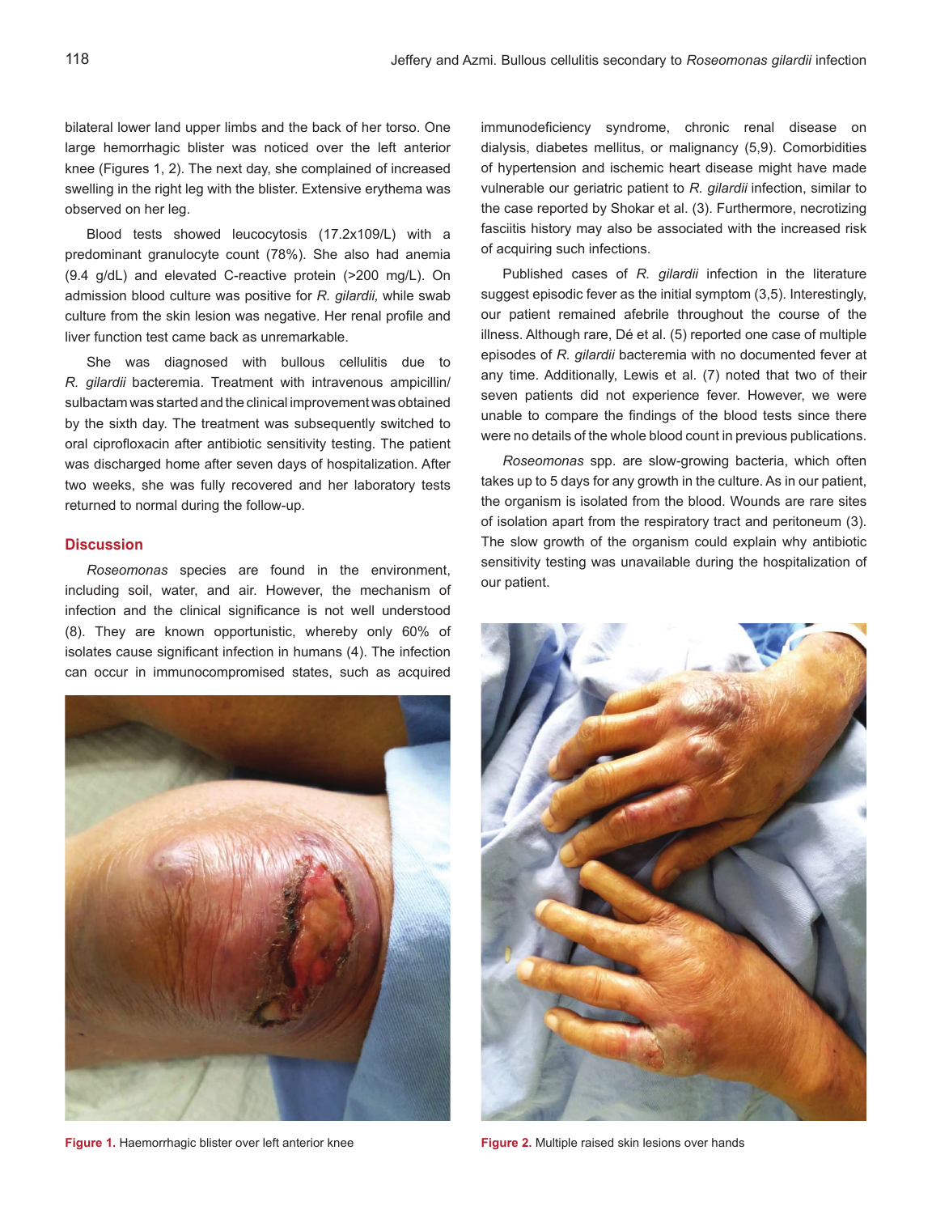bilateral lower land upper limbs and the back of her torso. One large hemorrhagic blister was noticed over the left anterior knee (Figures 1, 2). The next day, she complained of increased swelling in the right leg with the blister. Extensive erythema was observed on her leg.

Blood tests showed leucocytosis (17.2x109/L) with a predominant granulocyte count (78%). She also had anemia (9.4 g/dL) and elevated C-reactive protein (>200 mg/L). On admission blood culture was positive for *R. gilardii,* while swab culture from the skin lesion was negative. Her renal profile and liver function test came back as unremarkable.

She was diagnosed with bullous cellulitis due to *R. gilardii* bacteremia. Treatment with intravenous ampicillin/sulbactam was started and the clinical improvement was obtained by the sixth day. The treatment was subsequently switched to oral ciprofloxacin after antibiotic sensitivity testing. The patient was discharged home after seven days of hospitalization. After two weeks, she was fully recovered and her laboratory tests returned to normal during the follow-up.

## Discussion

*Roseomonas* species are found in the environment, including soil, water, and air. However, the mechanism of infection and the clinical significance is not well understood (8). They are known opportunistic, whereby only 60% of isolates cause significant infection in humans (4). The infection can occur in immunocompromised states, such as acquired immunodeficiency syndrome, chronic renal disease on dialysis, diabetes mellitus, or malignancy (5,9). Comorbidities of hypertension and ischemic heart disease might have made vulnerable our geriatric patient to *R. gilardii* infection, similar to the case reported by Shokar et al. (3). Furthermore, necrotizing fasciitis history may also be associated with the increased risk of acquiring such infections.

Published cases of *R. gilardii* infection in the literature suggest episodic fever as the initial symptom (3,5). Interestingly, our patient remained afebrile throughout the course of the illness. Although rare, Dé et al. (5) reported one case of multiple episodes of *R. gilardii* bacteremia with no documented fever at any time. Additionally, Lewis et al. (7) noted that two of their seven patients did not experience fever. However, we were unable to compare the findings of the blood tests since there were no details of the whole blood count in previous publications.

*Roseomonas* spp. are slow-growing bacteria, which often takes up to 5 days for any growth in the culture. As in our patient, the organism is isolated from the blood. Wounds are rare sites of isolation apart from the respiratory tract and peritoneum (3). The slow growth of the organism could explain why antibiotic sensitivity testing was unavailable during the hospitalization of our patient.

**Figure 1.** Haemorrhagic blister over left anterior knee

**Figure 2.** Multiple raised skin lesions over hands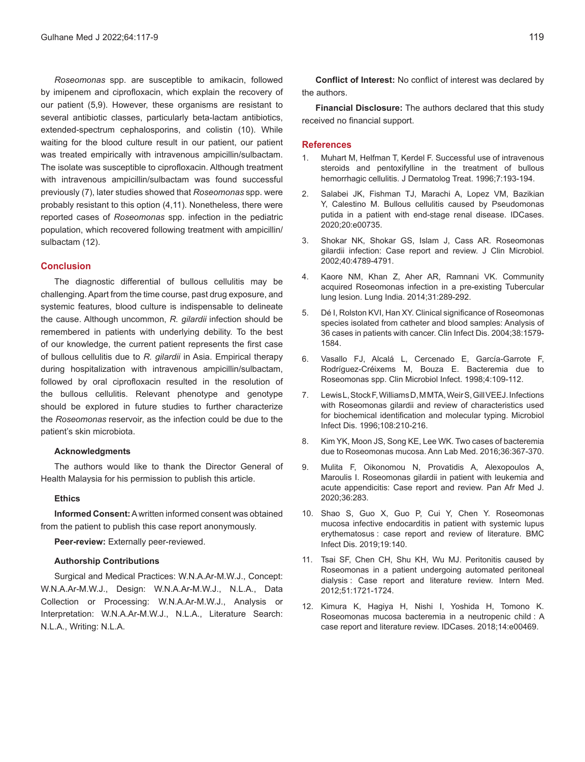*Roseomonas* spp. are susceptible to amikacin, followed by imipenem and ciprofloxacin, which explain the recovery of our patient (5,9). However, these organisms are resistant to several antibiotic classes, particularly beta-lactam antibiotics, extended-spectrum cephalosporins, and colistin (10). While waiting for the blood culture result in our patient, our patient was treated empirically with intravenous ampicillin/sulbactam. The isolate was susceptible to ciprofloxacin. Although treatment with intravenous ampicillin/sulbactam was found successful previously (7), later studies showed that *Roseomonas* spp. were probably resistant to this option (4,11). Nonetheless, there were reported cases of *Roseomonas* spp. infection in the pediatric population, which recovered following treatment with ampicillin/sulbactam (12).

## Conclusion

The diagnostic differential of bullous cellulitis may be challenging. Apart from the time course, past drug exposure, and systemic features, blood culture is indispensable to delineate the cause. Although uncommon, *R. gilardii* infection should be remembered in patients with underlying debility. To the best of our knowledge, the current patient represents the first case of bullous cellulitis due to *R. gilardii* in Asia. Empirical therapy during hospitalization with intravenous ampicillin/sulbactam, followed by oral ciprofloxacin resulted in the resolution of the bullous cellulitis. Relevant phenotype and genotype should be explored in future studies to further characterize the *Roseomonas* reservoir, as the infection could be due to the patient's skin microbiota.

### Acknowledgments

The authors would like to thank the Director General of Health Malaysia for his permission to publish this article.

### Ethics

**Informed Consent:** A written informed consent was obtained from the patient to publish this case report anonymously.

**Peer-review:** Externally peer-reviewed.

### Authorship Contributions

Surgical and Medical Practices: W.N.A.Ar-M.W.J., Concept: W.N.A.Ar-M.W.J., Design: W.N.A.Ar-M.W.J., N.L.A., Data Collection or Processing: W.N.A.Ar-M.W.J., Analysis or Interpretation: W.N.A.Ar-M.W.J., N.L.A., Literature Search: N.L.A., Writing: N.L.A.

**Conflict of Interest:** No conflict of interest was declared by the authors.

**Financial Disclosure:** The authors declared that this study received no financial support.

## References

1. Muhart M, Helfman T, Kerdel F. Successful use of intravenous steroids and pentoxifylline in the treatment of bullous hemorrhagic cellulitis. J Dermatolog Treat. 1996;7:193-194.
2. Salabei JK, Fishman TJ, Marachi A, Lopez VM, Bazikian Y, Calestino M. Bullous cellulitis caused by Pseudomonas putida in a patient with end-stage renal disease. IDCases. 2020;20:e00735.
3. Shokar NK, Shokar GS, Islam J, Cass AR. Roseomonas gilardii infection: Case report and review. J Clin Microbiol. 2002;40:4789-4791.
4. Kaore NM, Khan Z, Aher AR, Ramnani VK. Community acquired Roseomonas infection in a pre-existing Tubercular lung lesion. Lung India. 2014;31:289-292.
5. Dé I, Rolston KVI, Han XY. Clinical significance of Roseomonas species isolated from catheter and blood samples: Analysis of 36 cases in patients with cancer. Clin Infect Dis. 2004;38:1579-1584.
6. Vasallo FJ, Alcalá L, Cercenado E, García-Garrote F, Rodríguez-Créixems M, Bouza E. Bacteremia due to Roseomonas spp. Clin Microbiol Infect. 1998;4:109-112.
7. Lewis L, Stock F, Williams D, M MTA, Weir S, Gill VEEJ. Infections with Roseomonas gilardii and review of characteristics used for biochemical identification and molecular typing. Microbiol Infect Dis. 1996;108:210-216.
8. Kim YK, Moon JS, Song KE, Lee WK. Two cases of bacteremia due to Roseomonas mucosa. Ann Lab Med. 2016;36:367-370.
9. Mulita F, Oikonomou N, Provatidis A, Alexopoulos A, Maroulis I. Roseomonas gilardii in patient with leukemia and acute appendicitis: Case report and review. Pan Afr Med J. 2020;36:283.
10. Shao S, Guo X, Guo P, Cui Y, Chen Y. Roseomonas mucosa infective endocarditis in patient with systemic lupus erythematosus : case report and review of literature. BMC Infect Dis. 2019;19:140.
11. Tsai SF, Chen CH, Shu KH, Wu MJ. Peritonitis caused by Roseomonas in a patient undergoing automated peritoneal dialysis : Case report and literature review. Intern Med. 2012;51:1721-1724.
12. Kimura K, Hagiya H, Nishi I, Yoshida H, Tomono K. Roseomonas mucosa bacteremia in a neutropenic child : A case report and literature review. IDCases. 2018;14:e00469.